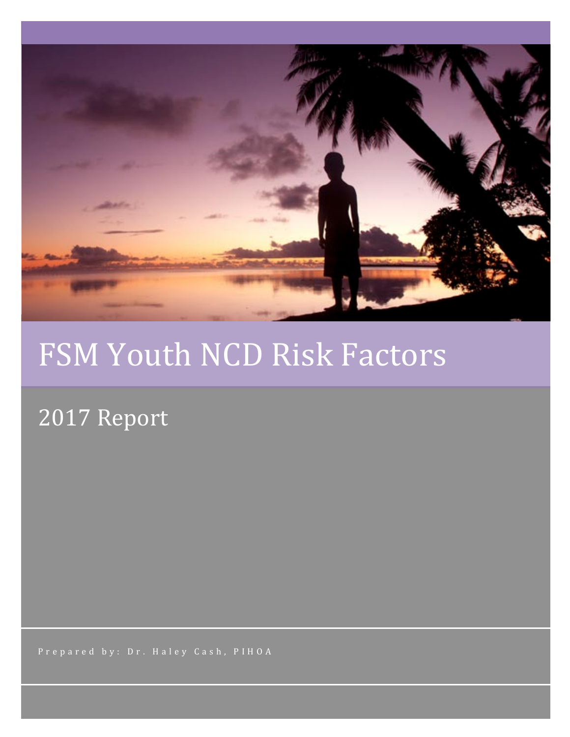# FSM Youth NCD Risk Factors

## 2017 Report

Prepared by: Dr. Haley Cash, PIHOA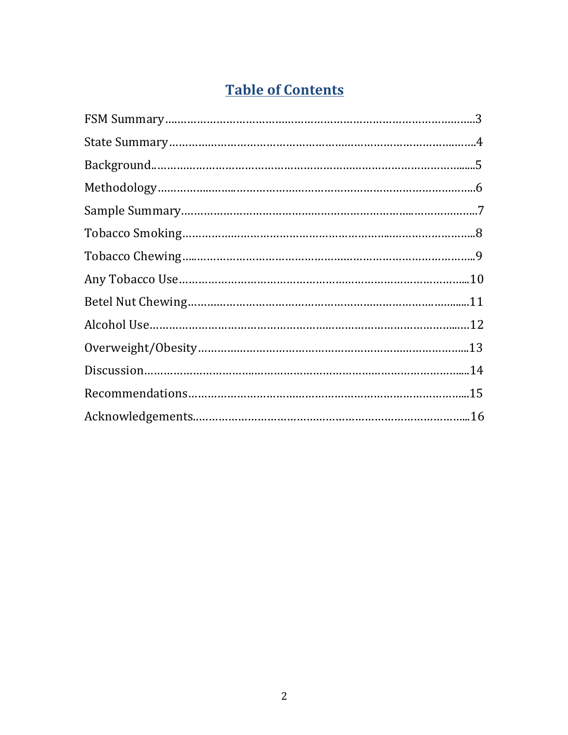# Table of Contents

FSM Summary……………………………………………………………………………………..3

State Summary……………………………………………………………………………………4

Background………………………………………………………………………………………...5

Methodology………………………………………………………………………………………6

Sample Summary…………………………………………………………………………………7

Tobacco Smoking…………………………………………………………………………………8

Tobacco Chewing…………………………………………………………………………………9

Any Tobacco Use…………………………………………………………………………………10

Betel Nut Chewing………………………………………………………………………………11

Alcohol Use…………………………………………………………………………………………12

Overweight/Obesity……………………………………………………………………………13

Discussion…………………………………………………………………………………………14

Recommendations………………………………………………………………………………15

Acknowledgements………………………………………………………………………………16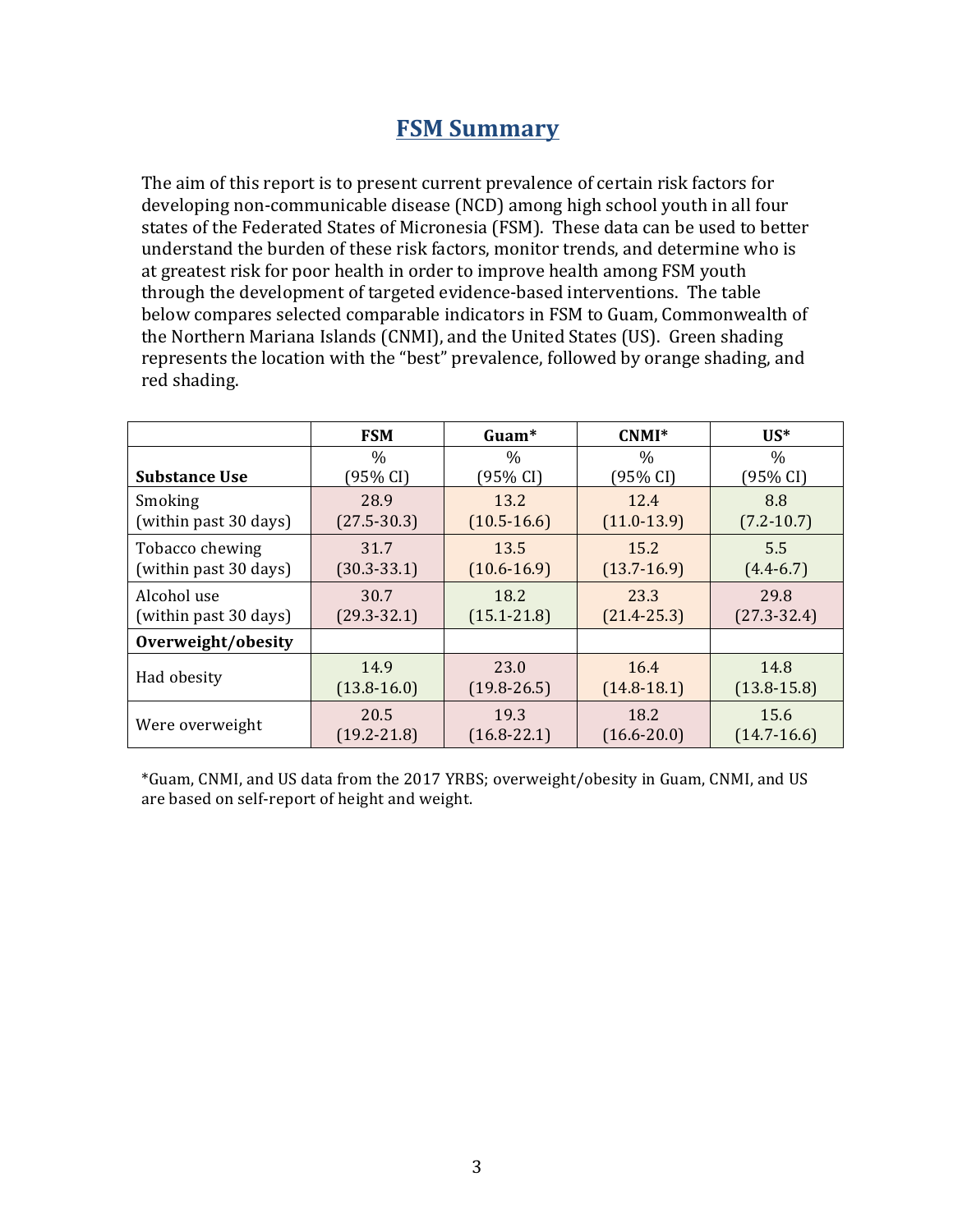## FSM Summary

The aim of this report is to present current prevalence of certain risk factors for developing non-communicable disease (NCD) among high school youth in all four states of the Federated States of Micronesia (FSM). These data can be used to better understand the burden of these risk factors, monitor trends, and determine who is at greatest risk for poor health in order to improve health among FSM youth through the development of targeted evidence-based interventions. The table below compares selected comparable indicators in FSM to Guam, Commonwealth of the Northern Mariana Islands (CNMI), and the United States (US). Green shading represents the location with the "best" prevalence, followed by orange shading, and red shading.

| | FSM | Guam* | CNMI* | US* |
|---|---|---|---|---|
| **Substance Use** | % (95% CI) | % (95% CI) | % (95% CI) | % (95% CI) |
| Smoking (within past 30 days) | 28.9 (27.5-30.3) | 13.2 (10.5-16.6) | 12.4 (11.0-13.9) | 8.8 (7.2-10.7) |
| Tobacco chewing (within past 30 days) | 31.7 (30.3-33.1) | 13.5 (10.6-16.9) | 15.2 (13.7-16.9) | 5.5 (4.4-6.7) |
| Alcohol use (within past 30 days) | 30.7 (29.3-32.1) | 18.2 (15.1-21.8) | 23.3 (21.4-25.3) | 29.8 (27.3-32.4) |
| **Overweight/obesity** | | | | |
| Had obesity | 14.9 (13.8-16.0) | 23.0 (19.8-26.5) | 16.4 (14.8-18.1) | 14.8 (13.8-15.8) |
| Were overweight | 20.5 (19.2-21.8) | 19.3 (16.8-22.1) | 18.2 (16.6-20.0) | 15.6 (14.7-16.6) |

*Guam, CNMI, and US data from the 2017 YRBS; overweight/obesity in Guam, CNMI, and US are based on self-report of height and weight.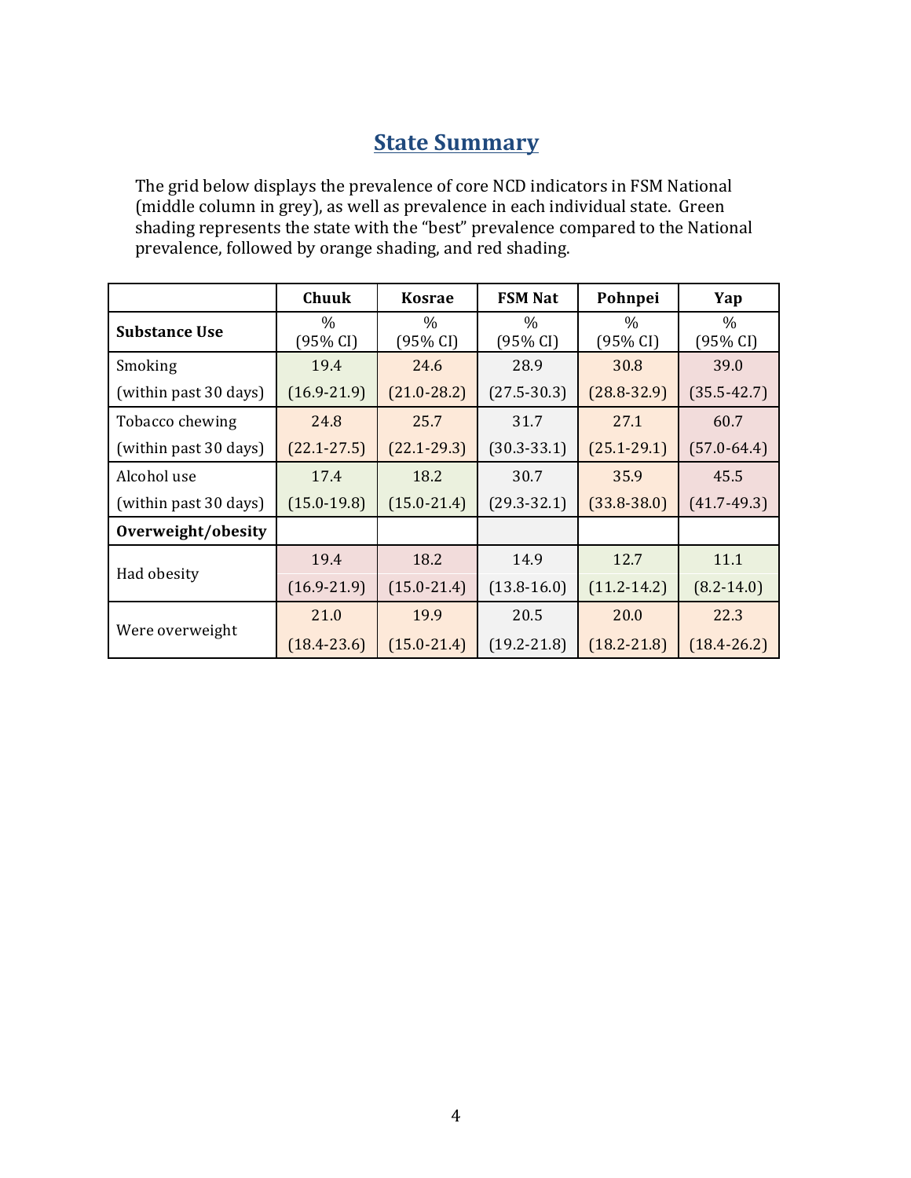## State Summary

The grid below displays the prevalence of core NCD indicators in FSM National (middle column in grey), as well as prevalence in each individual state. Green shading represents the state with the "best" prevalence compared to the National prevalence, followed by orange shading, and red shading.

| | Chuuk | Kosrae | FSM Nat | Pohnpei | Yap |
|---|---|---|---|---|---|
| **Substance Use** | % (95% CI) | % (95% CI) | % (95% CI) | % (95% CI) | % (95% CI) |
| Smoking | 19.4 | 24.6 | 28.9 | 30.8 | 39.0 |
| (within past 30 days) | (16.9-21.9) | (21.0-28.2) | (27.5-30.3) | (28.8-32.9) | (35.5-42.7) |
| Tobacco chewing | 24.8 | 25.7 | 31.7 | 27.1 | 60.7 |
| (within past 30 days) | (22.1-27.5) | (22.1-29.3) | (30.3-33.1) | (25.1-29.1) | (57.0-64.4) |
| Alcohol use | 17.4 | 18.2 | 30.7 | 35.9 | 45.5 |
| (within past 30 days) | (15.0-19.8) | (15.0-21.4) | (29.3-32.1) | (33.8-38.0) | (41.7-49.3) |
| **Overweight/obesity** | | | | | |
| Had obesity | 19.4 | 18.2 | 14.9 | 12.7 | 11.1 |
| | (16.9-21.9) | (15.0-21.4) | (13.8-16.0) | (11.2-14.2) | (8.2-14.0) |
| Were overweight | 21.0 | 19.9 | 20.5 | 20.0 | 22.3 |
| | (18.4-23.6) | (15.0-21.4) | (19.2-21.8) | (18.2-21.8) | (18.4-26.2) |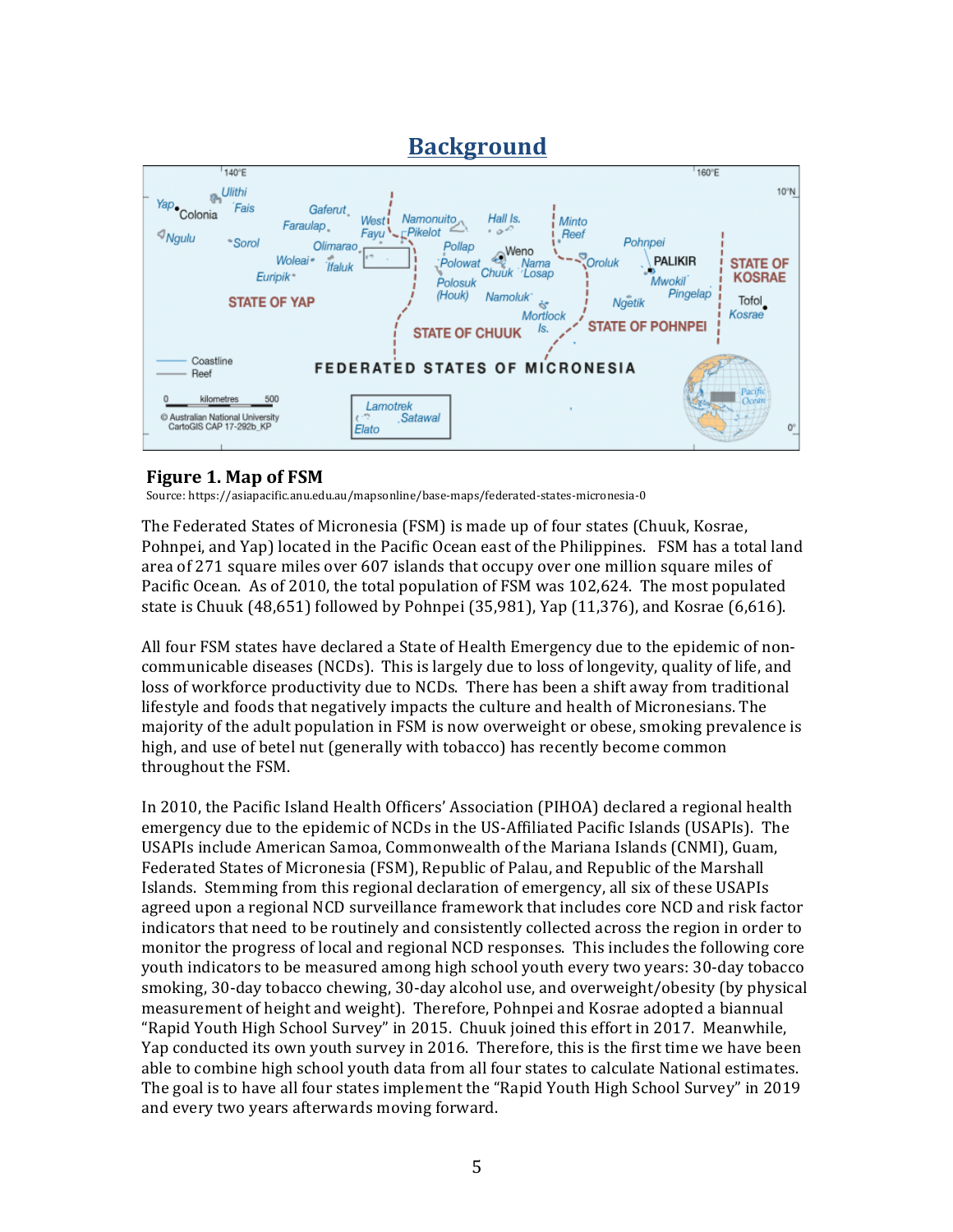# Background

**Figure 1. Map of FSM**

Source: https://asiapacific.anu.edu.au/mapsonline/base-maps/federated-states-micronesia-0

The Federated States of Micronesia (FSM) is made up of four states (Chuuk, Kosrae, Pohnpei, and Yap) located in the Pacific Ocean east of the Philippines. FSM has a total land area of 271 square miles over 607 islands that occupy over one million square miles of Pacific Ocean. As of 2010, the total population of FSM was 102,624. The most populated state is Chuuk (48,651) followed by Pohnpei (35,981), Yap (11,376), and Kosrae (6,616).

All four FSM states have declared a State of Health Emergency due to the epidemic of non-communicable diseases (NCDs). This is largely due to loss of longevity, quality of life, and loss of workforce productivity due to NCDs. There has been a shift away from traditional lifestyle and foods that negatively impacts the culture and health of Micronesians. The majority of the adult population in FSM is now overweight or obese, smoking prevalence is high, and use of betel nut (generally with tobacco) has recently become common throughout the FSM.

In 2010, the Pacific Island Health Officers' Association (PIHOA) declared a regional health emergency due to the epidemic of NCDs in the US-Affiliated Pacific Islands (USAPIs). The USAPIs include American Samoa, Commonwealth of the Mariana Islands (CNMI), Guam, Federated States of Micronesia (FSM), Republic of Palau, and Republic of the Marshall Islands. Stemming from this regional declaration of emergency, all six of these USAPIs agreed upon a regional NCD surveillance framework that includes core NCD and risk factor indicators that need to be routinely and consistently collected across the region in order to monitor the progress of local and regional NCD responses. This includes the following core youth indicators to be measured among high school youth every two years: 30-day tobacco smoking, 30-day tobacco chewing, 30-day alcohol use, and overweight/obesity (by physical measurement of height and weight). Therefore, Pohnpei and Kosrae adopted a biannual "Rapid Youth High School Survey" in 2015. Chuuk joined this effort in 2017. Meanwhile, Yap conducted its own youth survey in 2016. Therefore, this is the first time we have been able to combine high school youth data from all four states to calculate National estimates. The goal is to have all four states implement the "Rapid Youth High School Survey" in 2019 and every two years afterwards moving forward.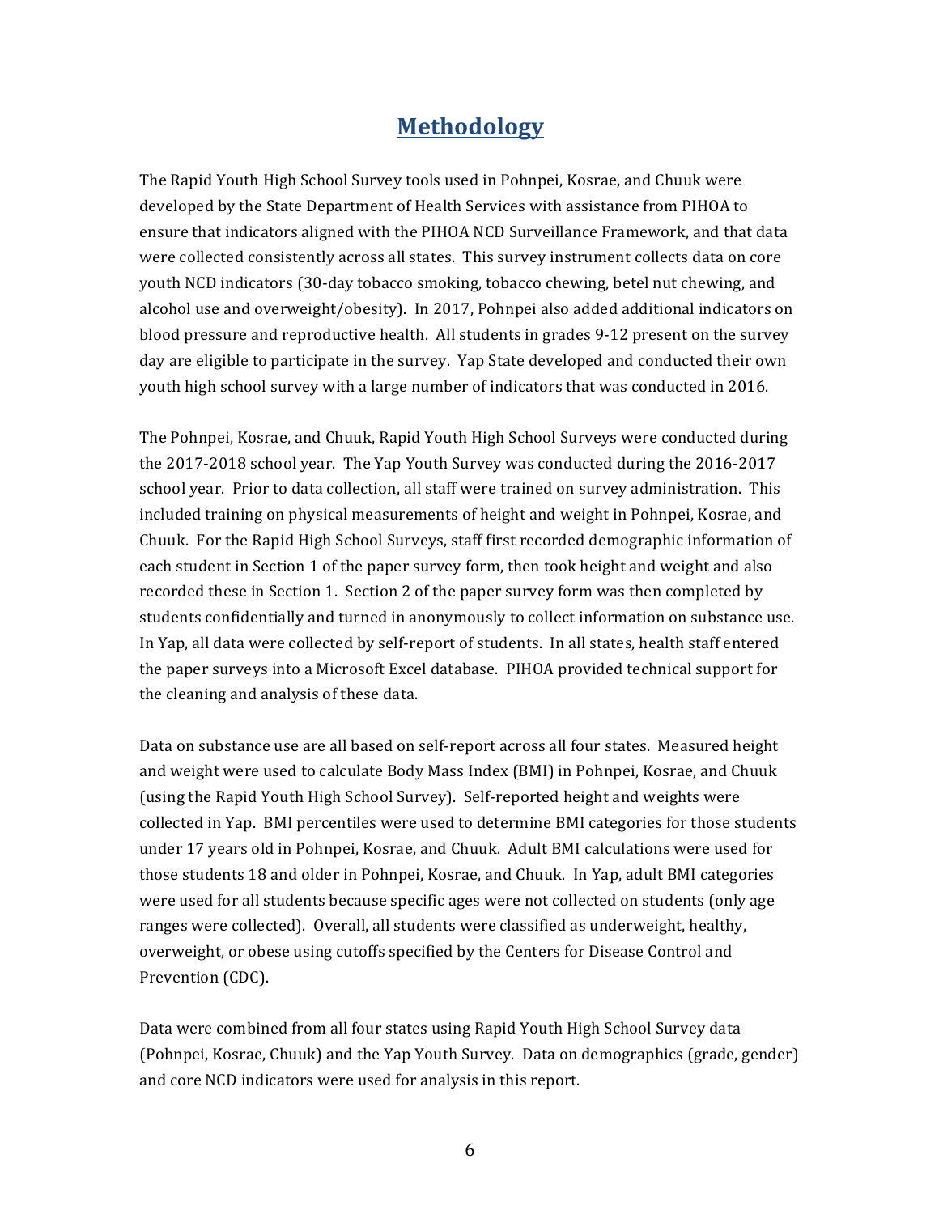# Methodology

The Rapid Youth High School Survey tools used in Pohnpei, Kosrae, and Chuuk were developed by the State Department of Health Services with assistance from PIHOA to ensure that indicators aligned with the PIHOA NCD Surveillance Framework, and that data were collected consistently across all states. This survey instrument collects data on core youth NCD indicators (30-day tobacco smoking, tobacco chewing, betel nut chewing, and alcohol use and overweight/obesity). In 2017, Pohnpei also added additional indicators on blood pressure and reproductive health. All students in grades 9-12 present on the survey day are eligible to participate in the survey. Yap State developed and conducted their own youth high school survey with a large number of indicators that was conducted in 2016.

The Pohnpei, Kosrae, and Chuuk, Rapid Youth High School Surveys were conducted during the 2017-2018 school year. The Yap Youth Survey was conducted during the 2016-2017 school year. Prior to data collection, all staff were trained on survey administration. This included training on physical measurements of height and weight in Pohnpei, Kosrae, and Chuuk. For the Rapid High School Surveys, staff first recorded demographic information of each student in Section 1 of the paper survey form, then took height and weight and also recorded these in Section 1. Section 2 of the paper survey form was then completed by students confidentially and turned in anonymously to collect information on substance use. In Yap, all data were collected by self-report of students. In all states, health staff entered the paper surveys into a Microsoft Excel database. PIHOA provided technical support for the cleaning and analysis of these data.

Data on substance use are all based on self-report across all four states. Measured height and weight were used to calculate Body Mass Index (BMI) in Pohnpei, Kosrae, and Chuuk (using the Rapid Youth High School Survey). Self-reported height and weights were collected in Yap. BMI percentiles were used to determine BMI categories for those students under 17 years old in Pohnpei, Kosrae, and Chuuk. Adult BMI calculations were used for those students 18 and older in Pohnpei, Kosrae, and Chuuk. In Yap, adult BMI categories were used for all students because specific ages were not collected on students (only age ranges were collected). Overall, all students were classified as underweight, healthy, overweight, or obese using cutoffs specified by the Centers for Disease Control and Prevention (CDC).

Data were combined from all four states using Rapid Youth High School Survey data (Pohnpei, Kosrae, Chuuk) and the Yap Youth Survey. Data on demographics (grade, gender) and core NCD indicators were used for analysis in this report.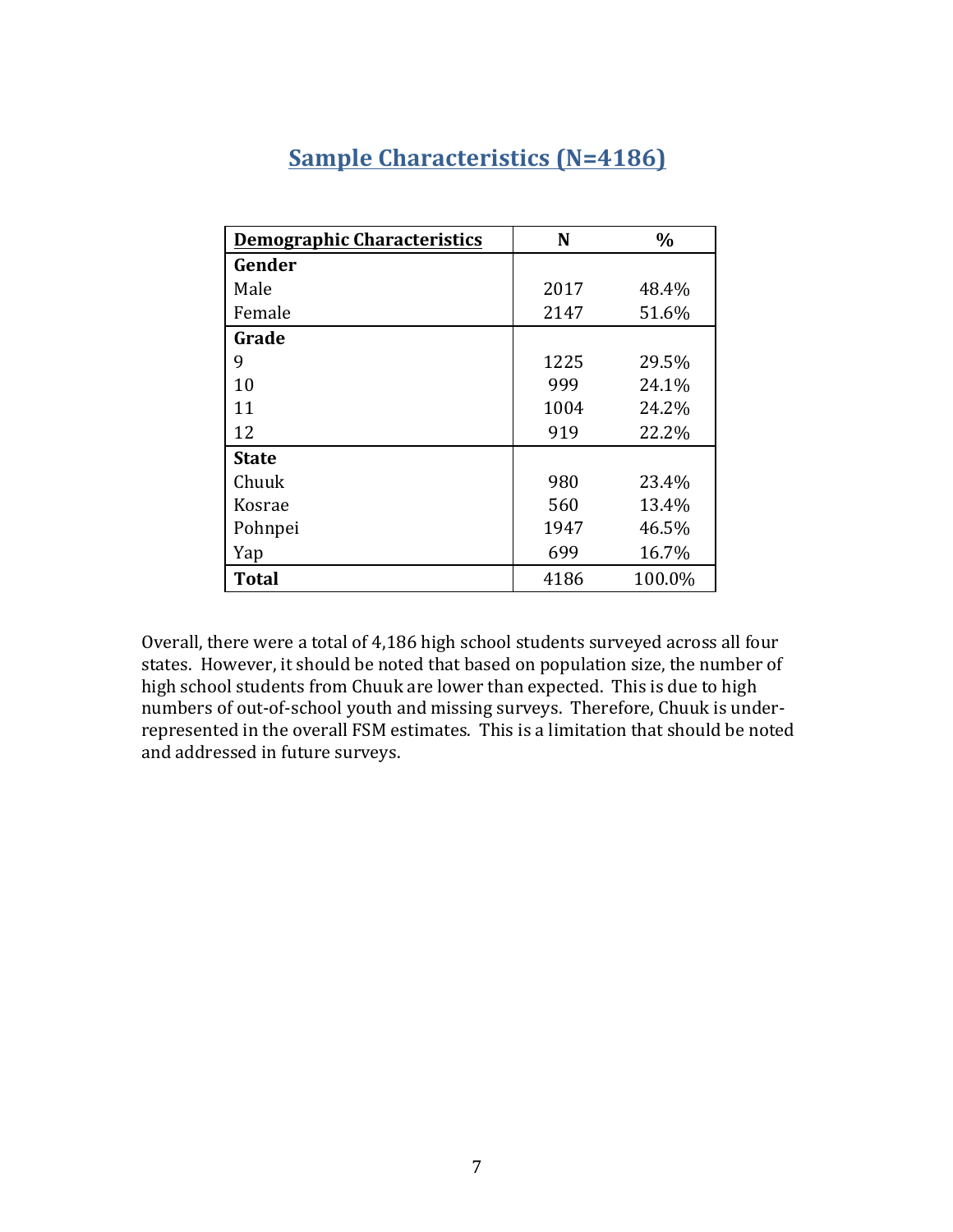## Sample Characteristics (N=4186)

| Demographic Characteristics | N | % |
|---|---|---|
| **Gender** | | |
| Male | 2017 | 48.4% |
| Female | 2147 | 51.6% |
| **Grade** | | |
| 9 | 1225 | 29.5% |
| 10 | 999 | 24.1% |
| 11 | 1004 | 24.2% |
| 12 | 919 | 22.2% |
| **State** | | |
| Chuuk | 980 | 23.4% |
| Kosrae | 560 | 13.4% |
| Pohnpei | 1947 | 46.5% |
| Yap | 699 | 16.7% |
| **Total** | 4186 | 100.0% |

Overall, there were a total of 4,186 high school students surveyed across all four states. However, it should be noted that based on population size, the number of high school students from Chuuk are lower than expected. This is due to high numbers of out-of-school youth and missing surveys. Therefore, Chuuk is under-represented in the overall FSM estimates. This is a limitation that should be noted and addressed in future surveys.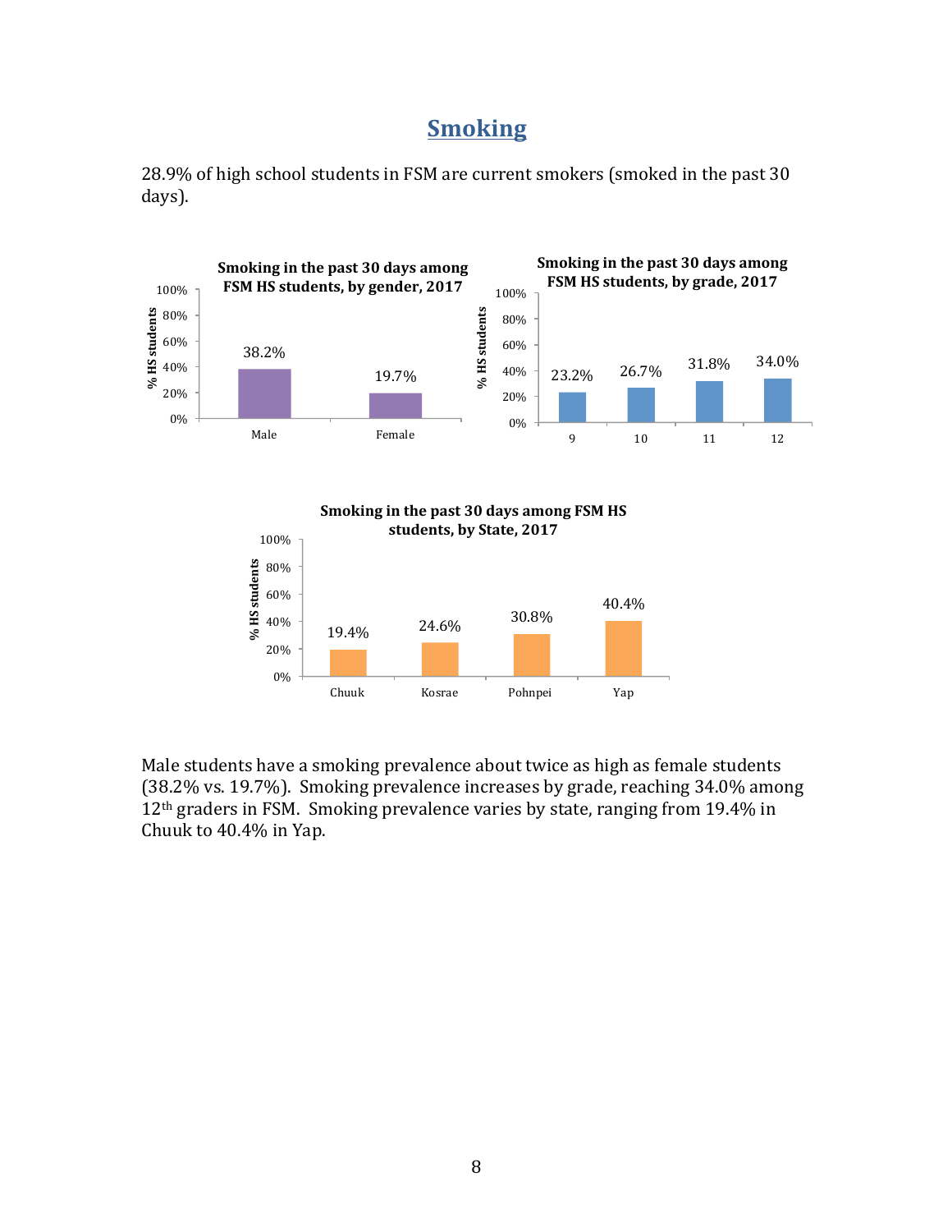# Smoking

28.9% of high school students in FSM are current smokers (smoked in the past 30 days).

**Smoking in the past 30 days among FSM HS students, by gender, 2017**

| Gender | % HS students |
|---|---|
| Male | 38.2% |
| Female | 19.7% |

**Smoking in the past 30 days among FSM HS students, by grade, 2017**

| Grade | % HS students |
|---|---|
| 9 | 23.2% |
| 10 | 26.7% |
| 11 | 31.8% |
| 12 | 34.0% |

**Smoking in the past 30 days among FSM HS students, by State, 2017**

| State | % HS students |
|---|---|
| Chuuk | 19.4% |
| Kosrae | 24.6% |
| Pohnpei | 30.8% |
| Yap | 40.4% |

Male students have a smoking prevalence about twice as high as female students (38.2% vs. 19.7%). Smoking prevalence increases by grade, reaching 34.0% among 12th graders in FSM. Smoking prevalence varies by state, ranging from 19.4% in Chuuk to 40.4% in Yap.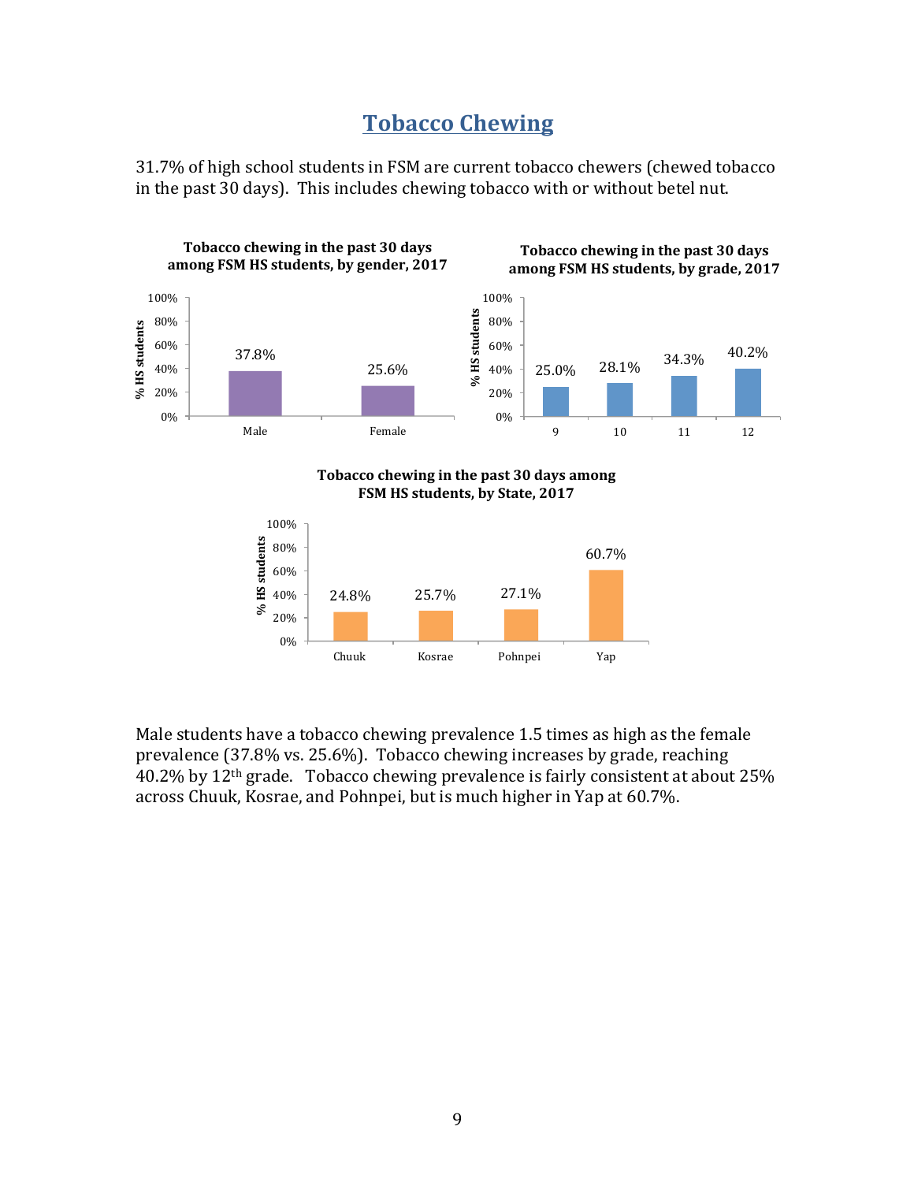# Tobacco Chewing

31.7% of high school students in FSM are current tobacco chewers (chewed tobacco in the past 30 days). This includes chewing tobacco with or without betel nut.

**Tobacco chewing in the past 30 days among FSM HS students, by gender, 2017**

| Gender | % HS students |
|---|---|
| Male | 37.8% |
| Female | 25.6% |

**Tobacco chewing in the past 30 days among FSM HS students, by grade, 2017**

| Grade | % HS students |
|---|---|
| 9 | 25.0% |
| 10 | 28.1% |
| 11 | 34.3% |
| 12 | 40.2% |

**Tobacco chewing in the past 30 days among FSM HS students, by State, 2017**

| State | % HS students |
|---|---|
| Chuuk | 24.8% |
| Kosrae | 25.7% |
| Pohnpei | 27.1% |
| Yap | 60.7% |

Male students have a tobacco chewing prevalence 1.5 times as high as the female prevalence (37.8% vs. 25.6%). Tobacco chewing increases by grade, reaching 40.2% by 12th grade. Tobacco chewing prevalence is fairly consistent at about 25% across Chuuk, Kosrae, and Pohnpei, but is much higher in Yap at 60.7%.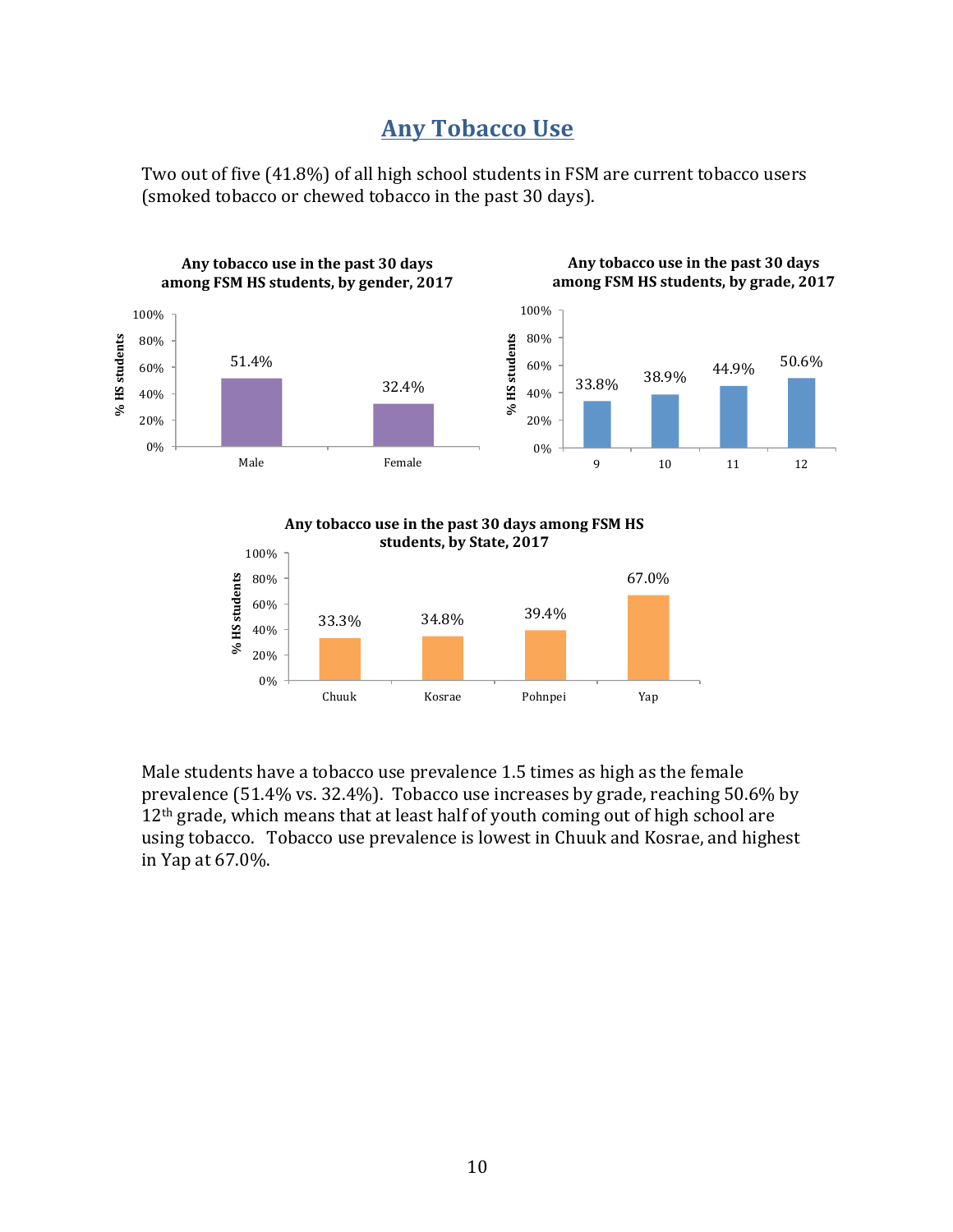## Any Tobacco Use

Two out of five (41.8%) of all high school students in FSM are current tobacco users (smoked tobacco or chewed tobacco in the past 30 days).

**Any tobacco use in the past 30 days among FSM HS students, by gender, 2017**

| Gender | % HS students |
|---|---|
| Male | 51.4% |
| Female | 32.4% |

**Any tobacco use in the past 30 days among FSM HS students, by grade, 2017**

| Grade | % HS students |
|---|---|
| 9 | 33.8% |
| 10 | 38.9% |
| 11 | 44.9% |
| 12 | 50.6% |

**Any tobacco use in the past 30 days among FSM HS students, by State, 2017**

| State | % HS students |
|---|---|
| Chuuk | 33.3% |
| Kosrae | 34.8% |
| Pohnpei | 39.4% |
| Yap | 67.0% |

Male students have a tobacco use prevalence 1.5 times as high as the female prevalence (51.4% vs. 32.4%). Tobacco use increases by grade, reaching 50.6% by 12th grade, which means that at least half of youth coming out of high school are using tobacco. Tobacco use prevalence is lowest in Chuuk and Kosrae, and highest in Yap at 67.0%.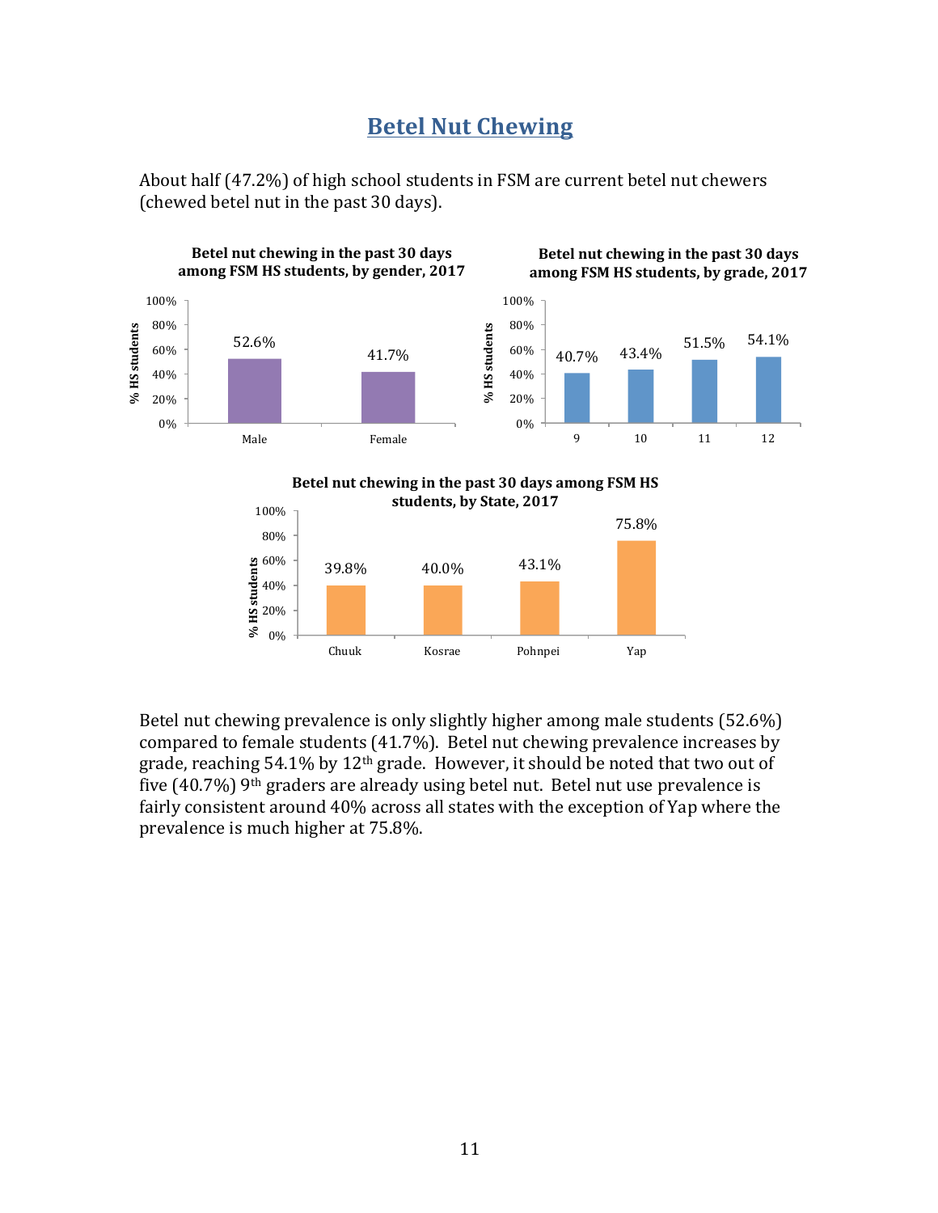# Betel Nut Chewing

About half (47.2%) of high school students in FSM are current betel nut chewers (chewed betel nut in the past 30 days).

**Betel nut chewing in the past 30 days among FSM HS students, by gender, 2017**

| Gender | % HS students |
|---|---|
| Male | 52.6% |
| Female | 41.7% |

**Betel nut chewing in the past 30 days among FSM HS students, by grade, 2017**

| Grade | % HS students |
|---|---|
| 9 | 40.7% |
| 10 | 43.4% |
| 11 | 51.5% |
| 12 | 54.1% |

**Betel nut chewing in the past 30 days among FSM HS students, by State, 2017**

| State | % HS students |
|---|---|
| Chuuk | 39.8% |
| Kosrae | 40.0% |
| Pohnpei | 43.1% |
| Yap | 75.8% |

Betel nut chewing prevalence is only slightly higher among male students (52.6%) compared to female students (41.7%). Betel nut chewing prevalence increases by grade, reaching 54.1% by 12th grade. However, it should be noted that two out of five (40.7%) 9th graders are already using betel nut. Betel nut use prevalence is fairly consistent around 40% across all states with the exception of Yap where the prevalence is much higher at 75.8%.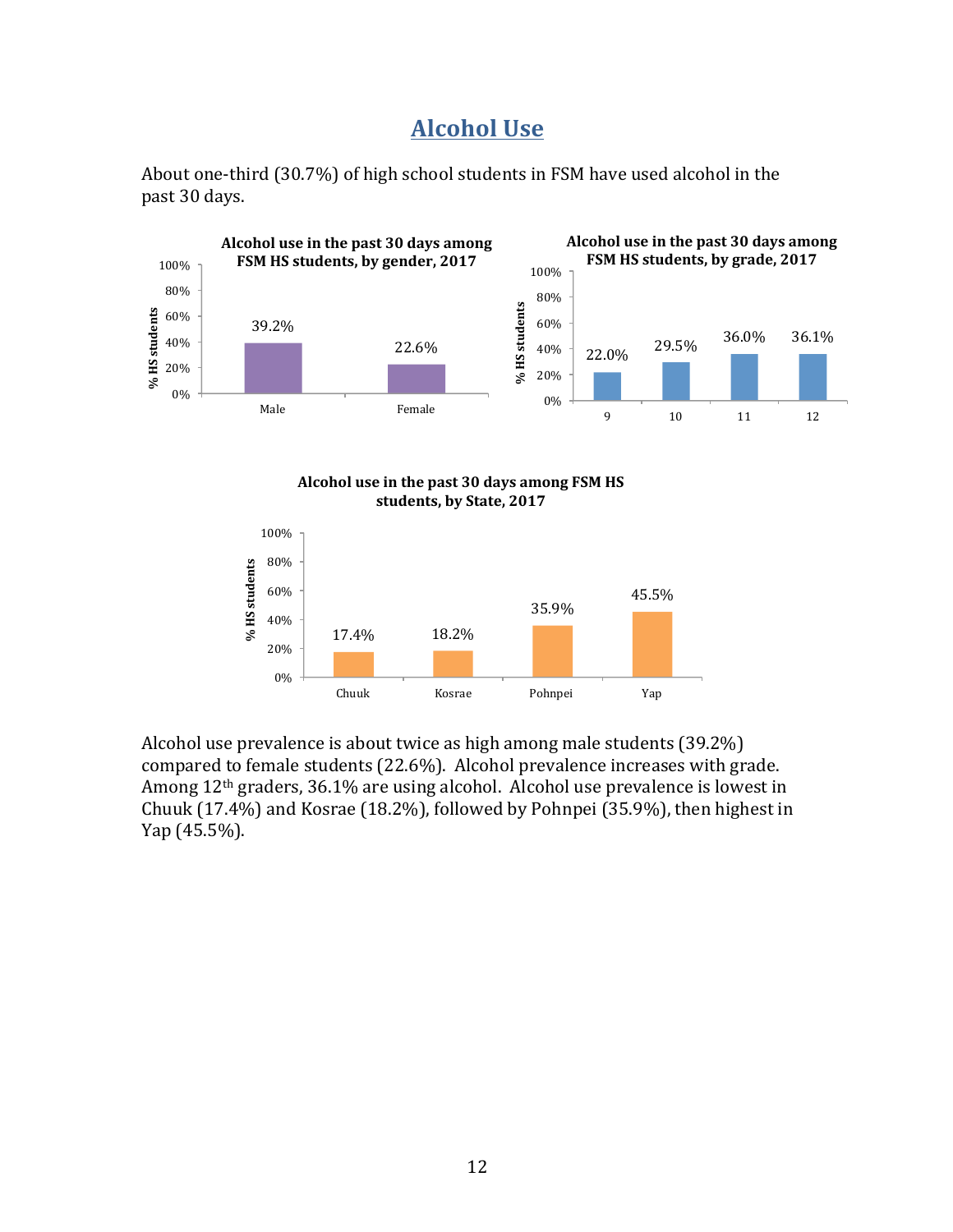# Alcohol Use

About one-third (30.7%) of high school students in FSM have used alcohol in the past 30 days.

**Alcohol use in the past 30 days among FSM HS students, by gender, 2017**

| Gender | % HS students |
|---|---|
| Male | 39.2% |
| Female | 22.6% |

**Alcohol use in the past 30 days among FSM HS students, by grade, 2017**

| Grade | % HS students |
|---|---|
| 9 | 22.0% |
| 10 | 29.5% |
| 11 | 36.0% |
| 12 | 36.1% |

**Alcohol use in the past 30 days among FSM HS students, by State, 2017**

| State | % HS students |
|---|---|
| Chuuk | 17.4% |
| Kosrae | 18.2% |
| Pohnpei | 35.9% |
| Yap | 45.5% |

Alcohol use prevalence is about twice as high among male students (39.2%) compared to female students (22.6%). Alcohol prevalence increases with grade. Among 12th graders, 36.1% are using alcohol. Alcohol use prevalence is lowest in Chuuk (17.4%) and Kosrae (18.2%), followed by Pohnpei (35.9%), then highest in Yap (45.5%).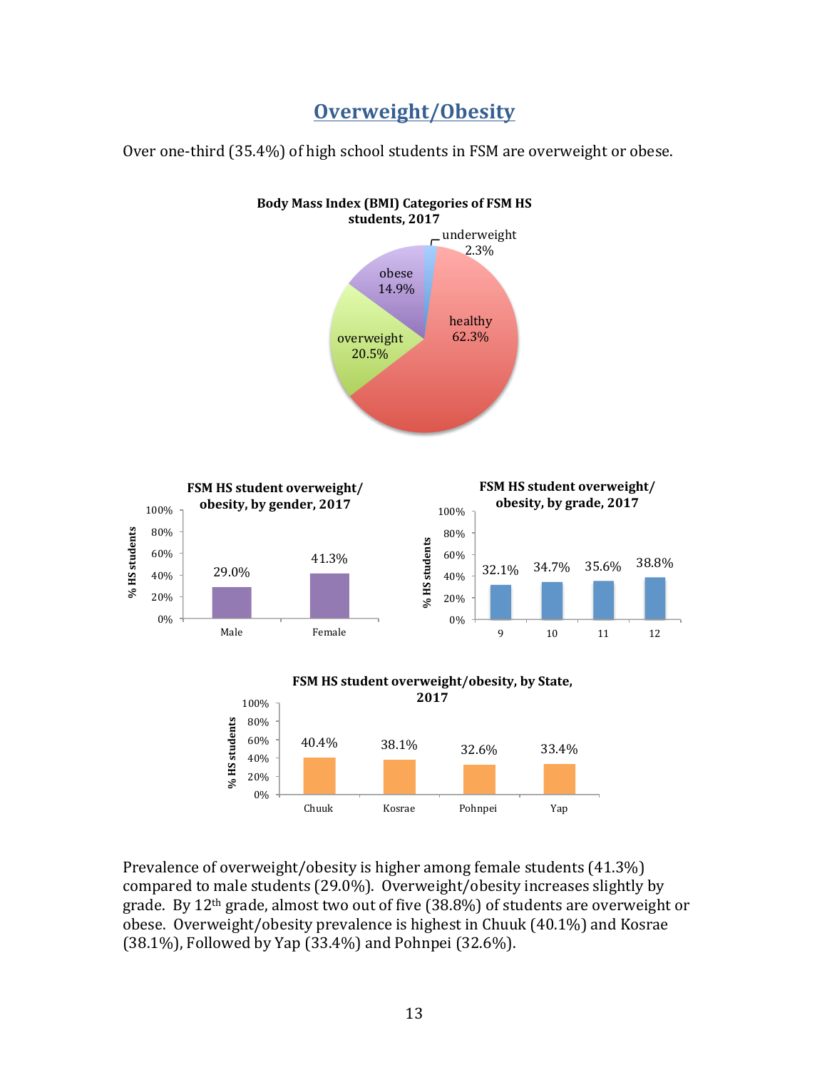# Overweight/Obesity

Over one-third (35.4%) of high school students in FSM are overweight or obese.

**Body Mass Index (BMI) Categories of FSM HS students, 2017**

| Category | Percent |
| --- | --- |
| underweight | 2.3% |
| healthy | 62.3% |
| overweight | 20.5% |
| obese | 14.9% |

**FSM HS student overweight/obesity, by gender, 2017**

| Gender | % HS students |
| --- | --- |
| Male | 29.0% |
| Female | 41.3% |

**FSM HS student overweight/obesity, by grade, 2017**

| Grade | % HS students |
| --- | --- |
| 9 | 32.1% |
| 10 | 34.7% |
| 11 | 35.6% |
| 12 | 38.8% |

**FSM HS student overweight/obesity, by State, 2017**

| State | % HS students |
| --- | --- |
| Chuuk | 40.4% |
| Kosrae | 38.1% |
| Pohnpei | 32.6% |
| Yap | 33.4% |

Prevalence of overweight/obesity is higher among female students (41.3%) compared to male students (29.0%). Overweight/obesity increases slightly by grade. By 12th grade, almost two out of five (38.8%) of students are overweight or obese. Overweight/obesity prevalence is highest in Chuuk (40.1%) and Kosrae (38.1%), Followed by Yap (33.4%) and Pohnpei (32.6%).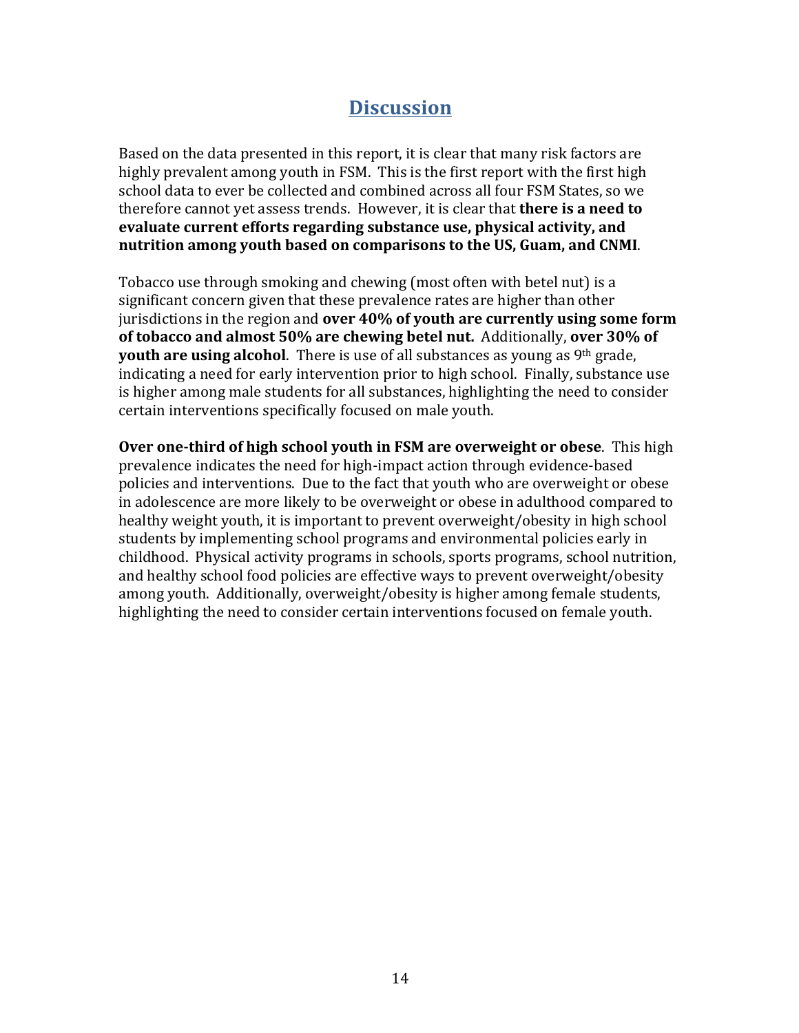# Discussion

Based on the data presented in this report, it is clear that many risk factors are highly prevalent among youth in FSM. This is the first report with the first high school data to ever be collected and combined across all four FSM States, so we therefore cannot yet assess trends. However, it is clear that **there is a need to evaluate current efforts regarding substance use, physical activity, and nutrition among youth based on comparisons to the US, Guam, and CNMI**.

Tobacco use through smoking and chewing (most often with betel nut) is a significant concern given that these prevalence rates are higher than other jurisdictions in the region and **over 40% of youth are currently using some form of tobacco and almost 50% are chewing betel nut.** Additionally, **over 30% of youth are using alcohol**. There is use of all substances as young as 9th grade, indicating a need for early intervention prior to high school. Finally, substance use is higher among male students for all substances, highlighting the need to consider certain interventions specifically focused on male youth.

**Over one-third of high school youth in FSM are overweight or obese**. This high prevalence indicates the need for high-impact action through evidence-based policies and interventions. Due to the fact that youth who are overweight or obese in adolescence are more likely to be overweight or obese in adulthood compared to healthy weight youth, it is important to prevent overweight/obesity in high school students by implementing school programs and environmental policies early in childhood. Physical activity programs in schools, sports programs, school nutrition, and healthy school food policies are effective ways to prevent overweight/obesity among youth. Additionally, overweight/obesity is higher among female students, highlighting the need to consider certain interventions focused on female youth.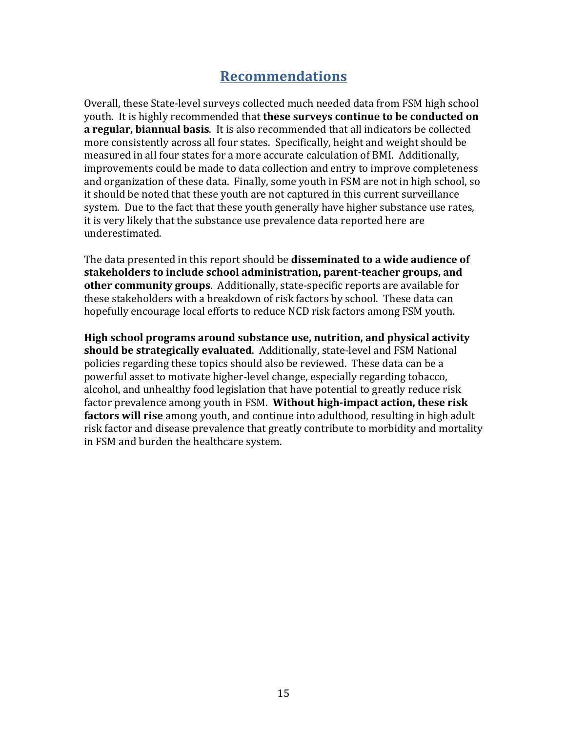# Recommendations

Overall, these State-level surveys collected much needed data from FSM high school youth. It is highly recommended that **these surveys continue to be conducted on a regular, biannual basis**. It is also recommended that all indicators be collected more consistently across all four states. Specifically, height and weight should be measured in all four states for a more accurate calculation of BMI. Additionally, improvements could be made to data collection and entry to improve completeness and organization of these data. Finally, some youth in FSM are not in high school, so it should be noted that these youth are not captured in this current surveillance system. Due to the fact that these youth generally have higher substance use rates, it is very likely that the substance use prevalence data reported here are underestimated.

The data presented in this report should be **disseminated to a wide audience of stakeholders to include school administration, parent-teacher groups, and other community groups**. Additionally, state-specific reports are available for these stakeholders with a breakdown of risk factors by school. These data can hopefully encourage local efforts to reduce NCD risk factors among FSM youth.

**High school programs around substance use, nutrition, and physical activity should be strategically evaluated**. Additionally, state-level and FSM National policies regarding these topics should also be reviewed. These data can be a powerful asset to motivate higher-level change, especially regarding tobacco, alcohol, and unhealthy food legislation that have potential to greatly reduce risk factor prevalence among youth in FSM. **Without high-impact action, these risk factors will rise** among youth, and continue into adulthood, resulting in high adult risk factor and disease prevalence that greatly contribute to morbidity and mortality in FSM and burden the healthcare system.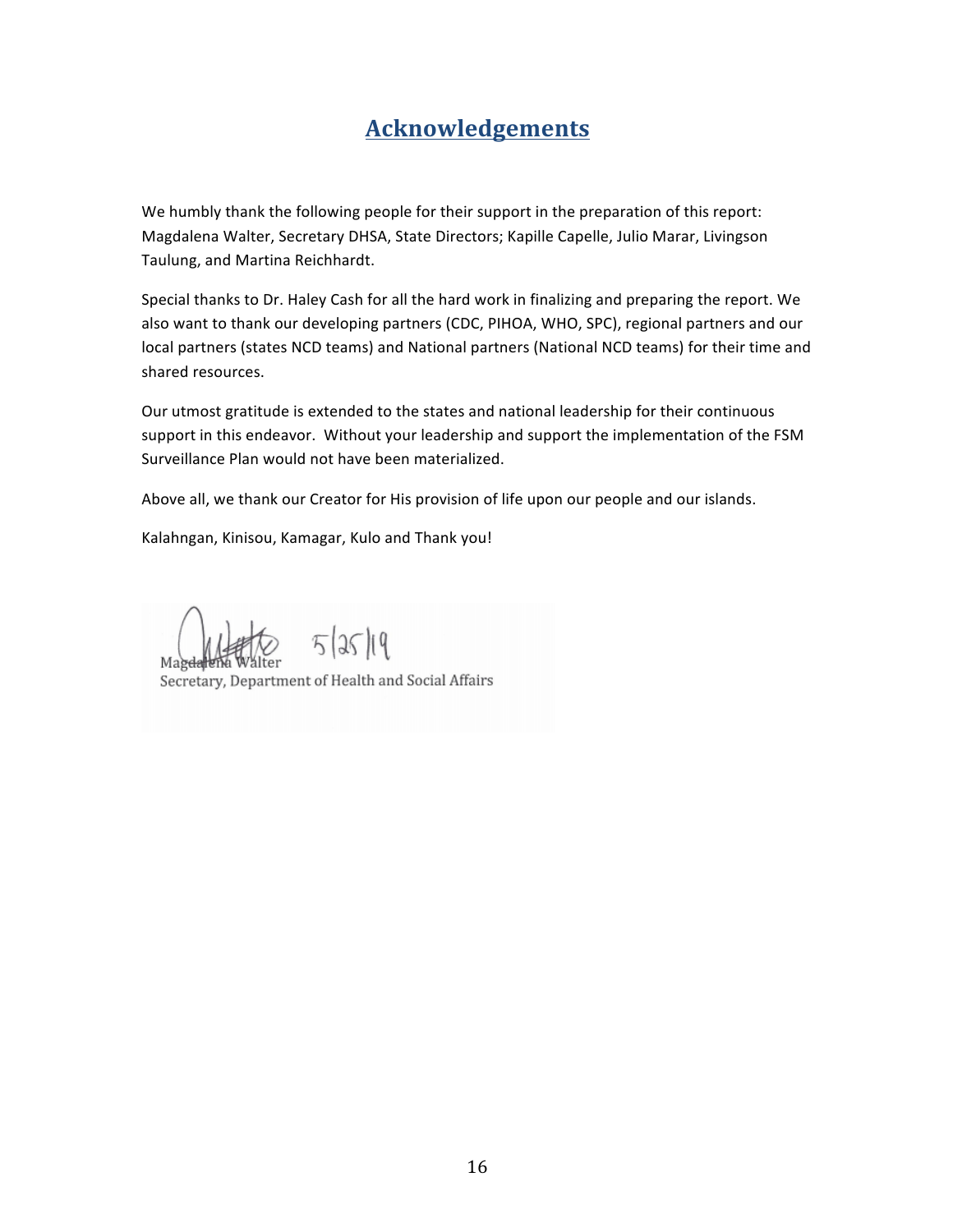# Acknowledgements

We humbly thank the following people for their support in the preparation of this report: Magdalena Walter, Secretary DHSA, State Directors; Kapille Capelle, Julio Marar, Livingson Taulung, and Martina Reichhardt.

Special thanks to Dr. Haley Cash for all the hard work in finalizing and preparing the report. We also want to thank our developing partners (CDC, PIHOA, WHO, SPC), regional partners and our local partners (states NCD teams) and National partners (National NCD teams) for their time and shared resources.

Our utmost gratitude is extended to the states and national leadership for their continuous support in this endeavor. Without your leadership and support the implementation of the FSM Surveillance Plan would not have been materialized.

Above all, we thank our Creator for His provision of life upon our people and our islands.

Kalahngan, Kinisou, Kamagar, Kulo and Thank you!

5/25/19

Magdalena Walter
Secretary, Department of Health and Social Affairs